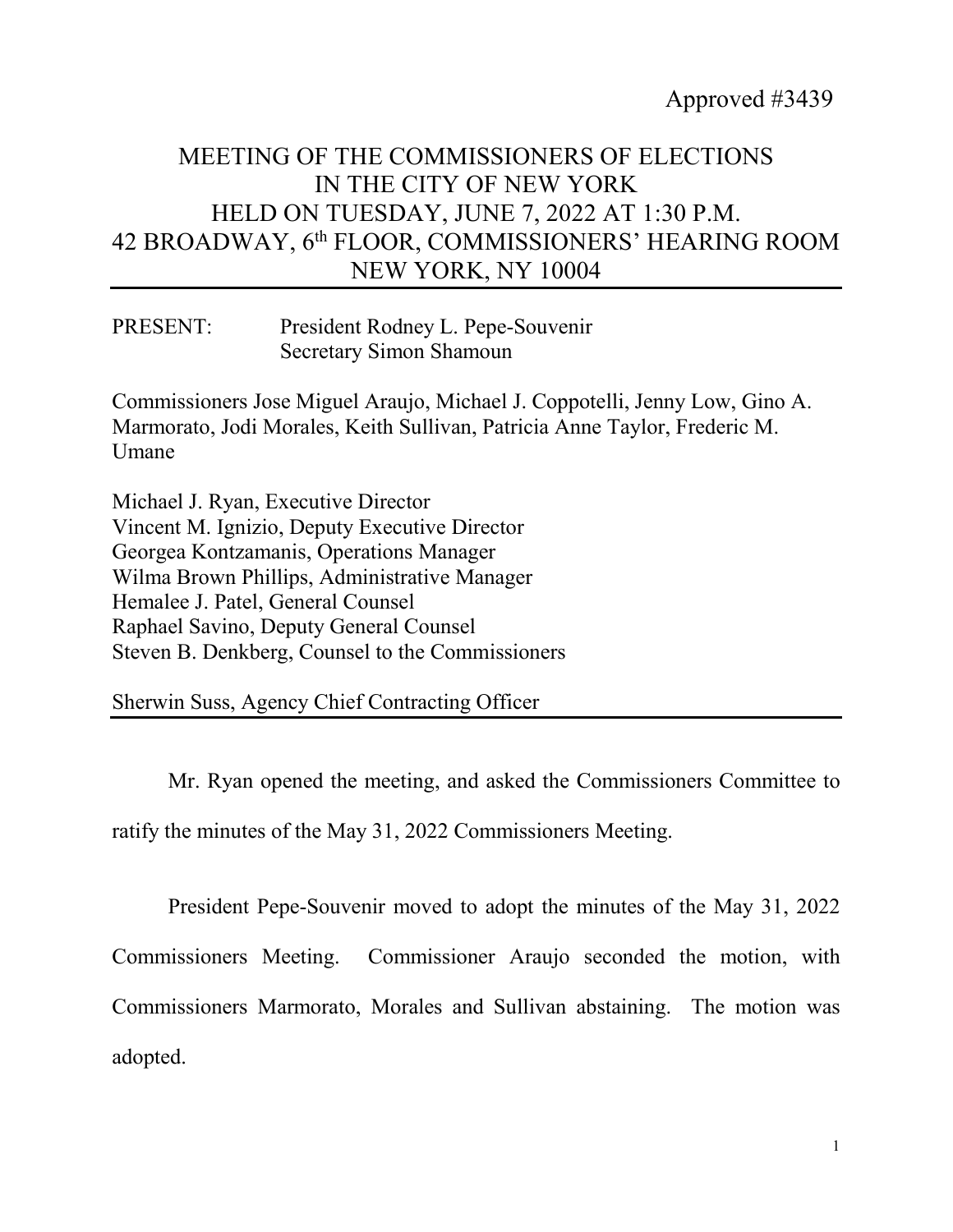Approved #3439

# MEETING OF THE COMMISSIONERS OF ELECTIONS IN THE CITY OF NEW YORK HELD ON TUESDAY, JUNE 7, 2022 AT 1:30 P.M. 42 BROADWAY, 6th FLOOR, COMMISSIONERS' HEARING ROOM NEW YORK, NY 10004

PRESENT: President Rodney L. Pepe-Souvenir
Secretary Simon Shamoun

Commissioners Jose Miguel Araujo, Michael J. Coppotelli, Jenny Low, Gino A. Marmorato, Jodi Morales, Keith Sullivan, Patricia Anne Taylor, Frederic M. Umane

Michael J. Ryan, Executive Director
Vincent M. Ignizio, Deputy Executive Director
Georgea Kontzamanis, Operations Manager
Wilma Brown Phillips, Administrative Manager
Hemalee J. Patel, General Counsel
Raphael Savino, Deputy General Counsel
Steven B. Denkberg, Counsel to the Commissioners

Sherwin Suss, Agency Chief Contracting Officer

---

Mr. Ryan opened the meeting, and asked the Commissioners Committee to ratify the minutes of the May 31, 2022 Commissioners Meeting.

President Pepe-Souvenir moved to adopt the minutes of the May 31, 2022 Commissioners Meeting. Commissioner Araujo seconded the motion, with Commissioners Marmorato, Morales and Sullivan abstaining. The motion was adopted.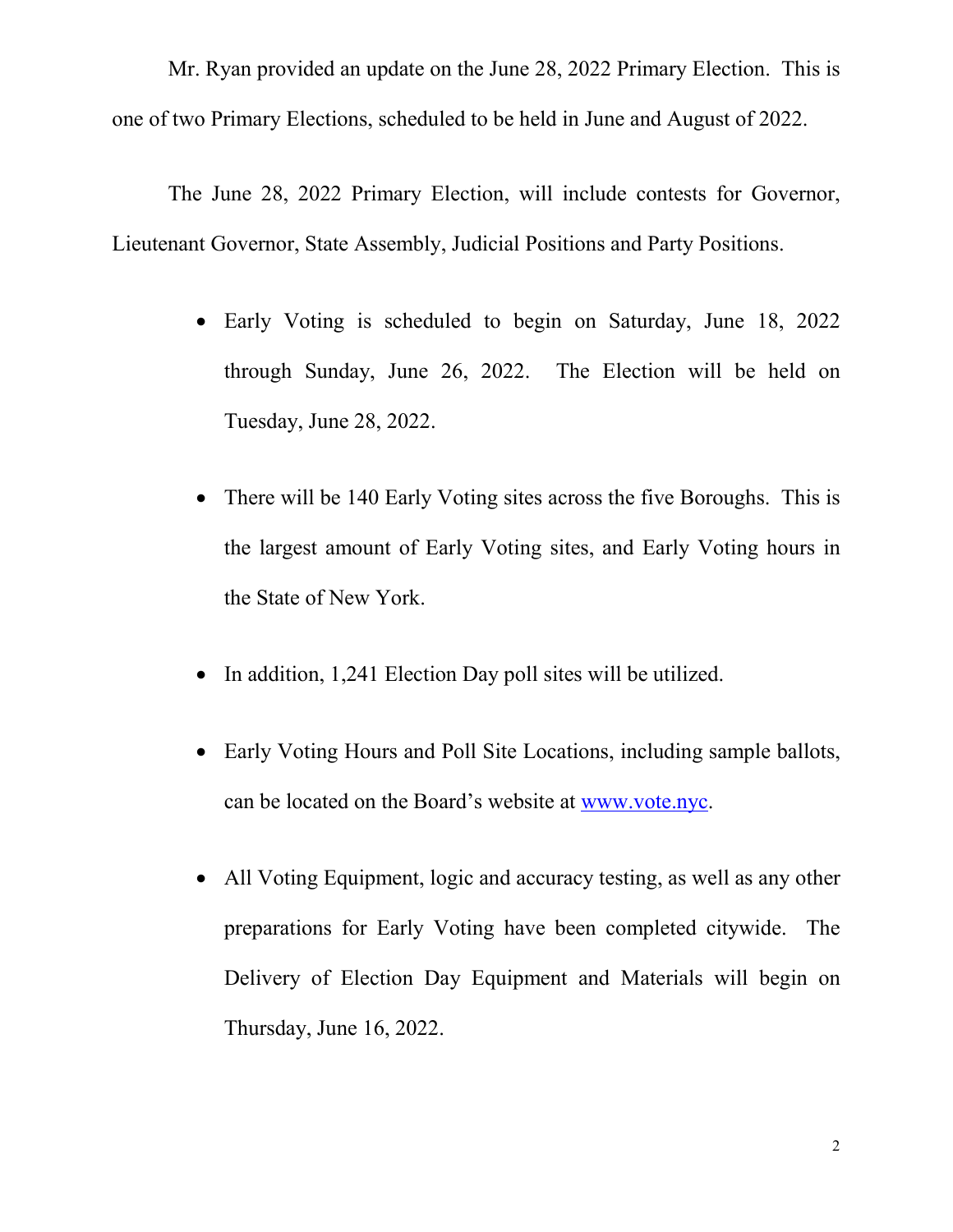Mr. Ryan provided an update on the June 28, 2022 Primary Election. This is one of two Primary Elections, scheduled to be held in June and August of 2022.

The June 28, 2022 Primary Election, will include contests for Governor, Lieutenant Governor, State Assembly, Judicial Positions and Party Positions.

- Early Voting is scheduled to begin on Saturday, June 18, 2022 through Sunday, June 26, 2022. The Election will be held on Tuesday, June 28, 2022.

- There will be 140 Early Voting sites across the five Boroughs. This is the largest amount of Early Voting sites, and Early Voting hours in the State of New York.

- In addition, 1,241 Election Day poll sites will be utilized.

- Early Voting Hours and Poll Site Locations, including sample ballots, can be located on the Board's website at [www.vote.nyc](http://www.vote.nyc).

- All Voting Equipment, logic and accuracy testing, as well as any other preparations for Early Voting have been completed citywide. The Delivery of Election Day Equipment and Materials will begin on Thursday, June 16, 2022.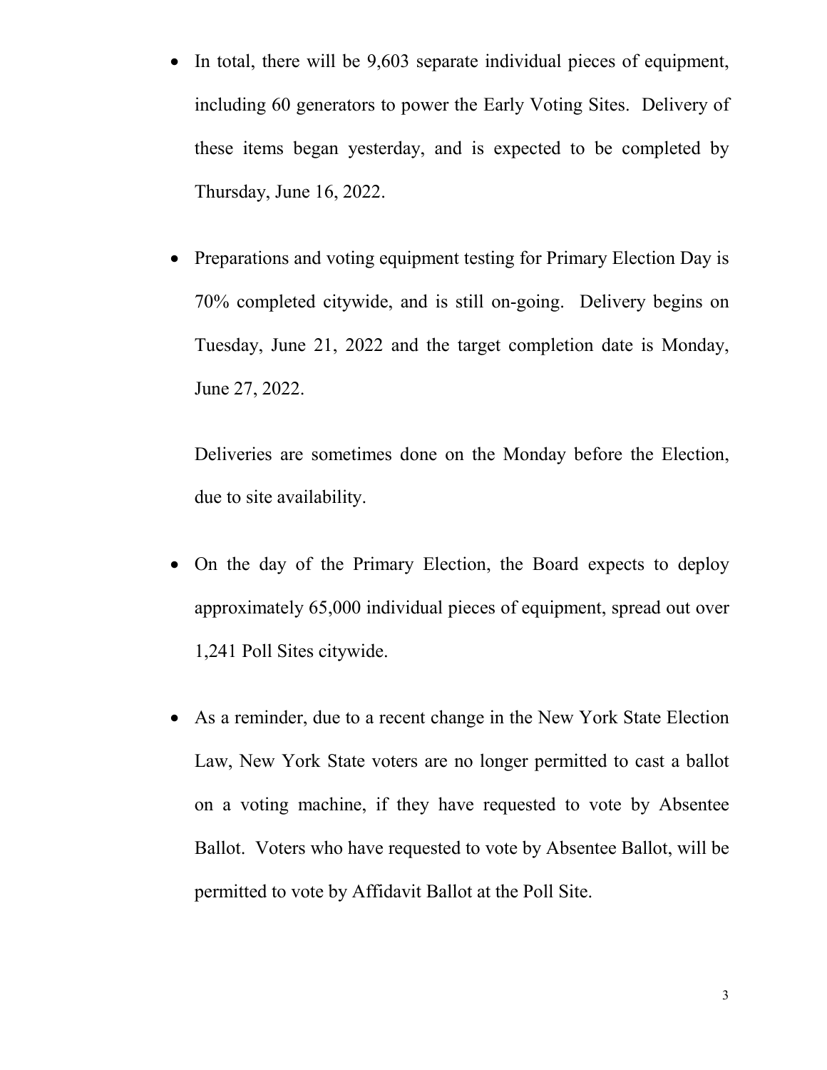- In total, there will be 9,603 separate individual pieces of equipment, including 60 generators to power the Early Voting Sites. Delivery of these items began yesterday, and is expected to be completed by Thursday, June 16, 2022.

- Preparations and voting equipment testing for Primary Election Day is 70% completed citywide, and is still on-going. Delivery begins on Tuesday, June 21, 2022 and the target completion date is Monday, June 27, 2022.

  Deliveries are sometimes done on the Monday before the Election, due to site availability.

- On the day of the Primary Election, the Board expects to deploy approximately 65,000 individual pieces of equipment, spread out over 1,241 Poll Sites citywide.

- As a reminder, due to a recent change in the New York State Election Law, New York State voters are no longer permitted to cast a ballot on a voting machine, if they have requested to vote by Absentee Ballot. Voters who have requested to vote by Absentee Ballot, will be permitted to vote by Affidavit Ballot at the Poll Site.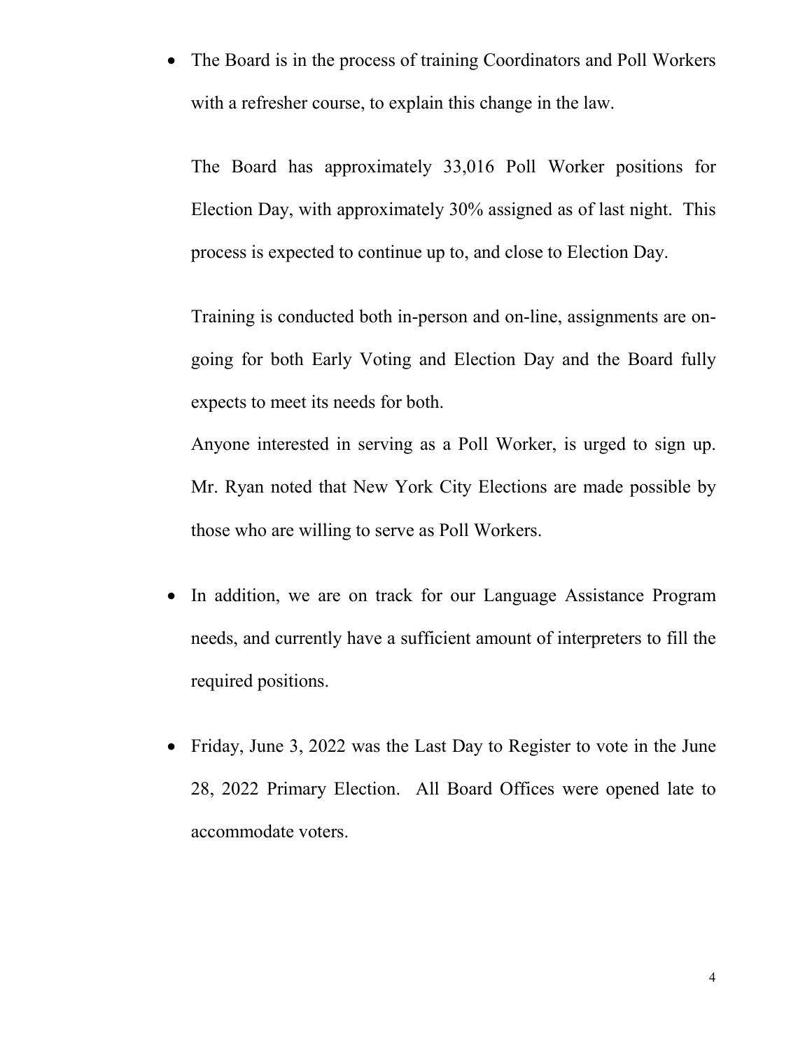- The Board is in the process of training Coordinators and Poll Workers with a refresher course, to explain this change in the law.

  The Board has approximately 33,016 Poll Worker positions for Election Day, with approximately 30% assigned as of last night. This process is expected to continue up to, and close to Election Day.

  Training is conducted both in-person and on-line, assignments are on-going for both Early Voting and Election Day and the Board fully expects to meet its needs for both.

  Anyone interested in serving as a Poll Worker, is urged to sign up. Mr. Ryan noted that New York City Elections are made possible by those who are willing to serve as Poll Workers.

- In addition, we are on track for our Language Assistance Program needs, and currently have a sufficient amount of interpreters to fill the required positions.

- Friday, June 3, 2022 was the Last Day to Register to vote in the June 28, 2022 Primary Election. All Board Offices were opened late to accommodate voters.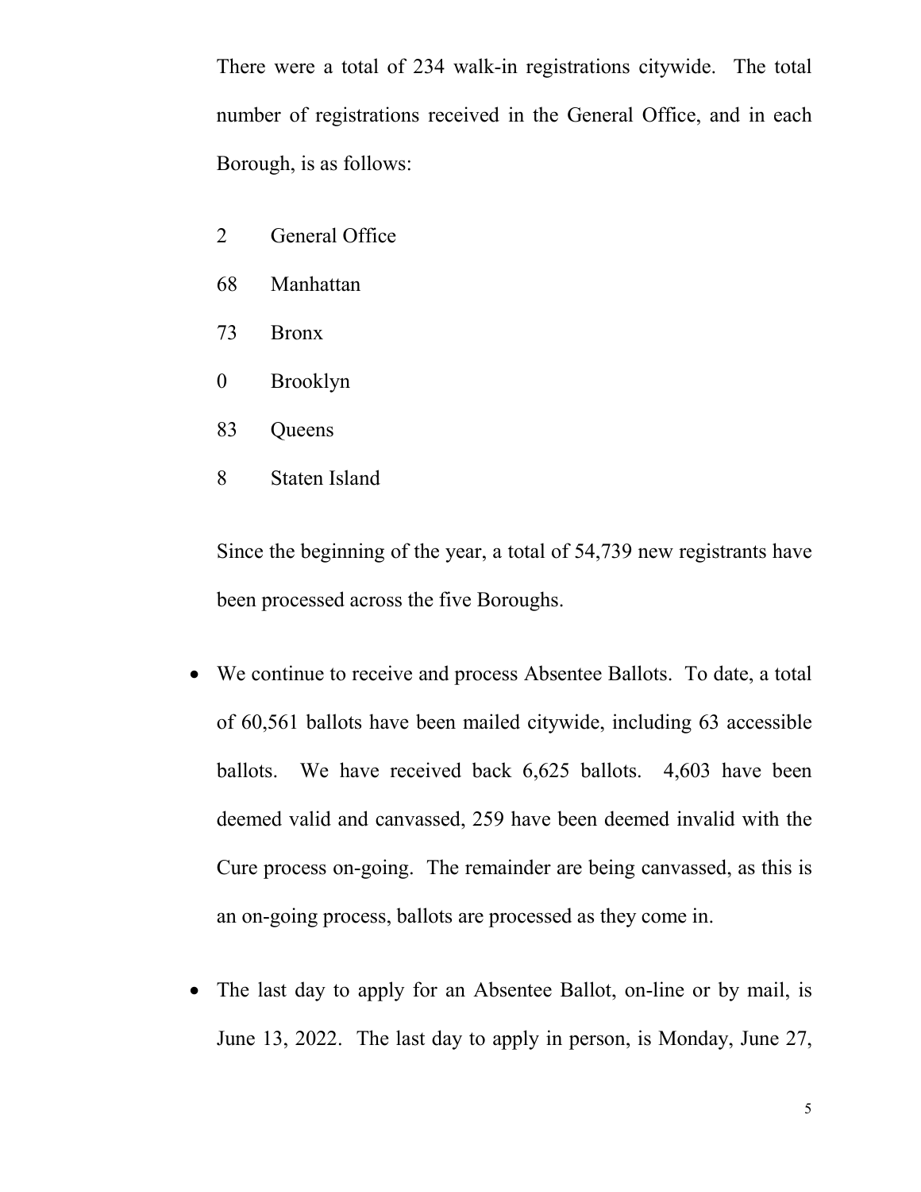There were a total of 234 walk-in registrations citywide. The total number of registrations received in the General Office, and in each Borough, is as follows:

2 General Office

68 Manhattan

73 Bronx

0 Brooklyn

83 Queens

8 Staten Island

Since the beginning of the year, a total of 54,739 new registrants have been processed across the five Boroughs.

- We continue to receive and process Absentee Ballots. To date, a total of 60,561 ballots have been mailed citywide, including 63 accessible ballots. We have received back 6,625 ballots. 4,603 have been deemed valid and canvassed, 259 have been deemed invalid with the Cure process on-going. The remainder are being canvassed, as this is an on-going process, ballots are processed as they come in.

- The last day to apply for an Absentee Ballot, on-line or by mail, is June 13, 2022. The last day to apply in person, is Monday, June 27,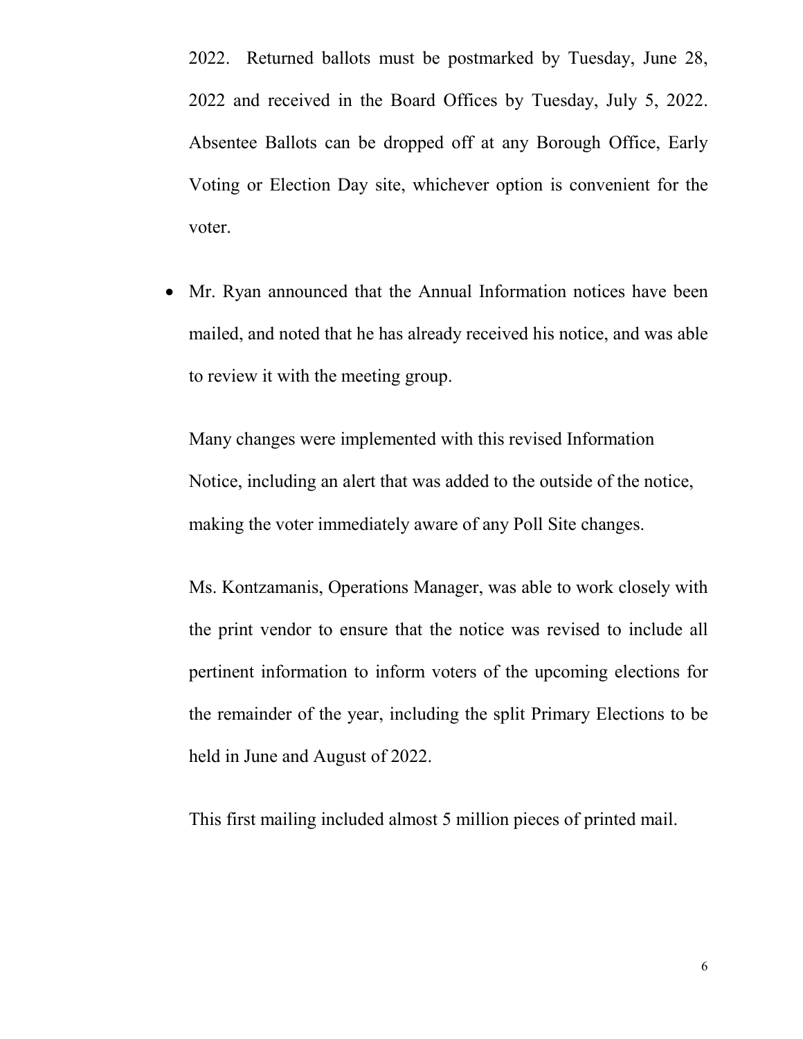2022. Returned ballots must be postmarked by Tuesday, June 28, 2022 and received in the Board Offices by Tuesday, July 5, 2022. Absentee Ballots can be dropped off at any Borough Office, Early Voting or Election Day site, whichever option is convenient for the voter.

- Mr. Ryan announced that the Annual Information notices have been mailed, and noted that he has already received his notice, and was able to review it with the meeting group.

  Many changes were implemented with this revised Information Notice, including an alert that was added to the outside of the notice, making the voter immediately aware of any Poll Site changes.

  Ms. Kontzamanis, Operations Manager, was able to work closely with the print vendor to ensure that the notice was revised to include all pertinent information to inform voters of the upcoming elections for the remainder of the year, including the split Primary Elections to be held in June and August of 2022.

  This first mailing included almost 5 million pieces of printed mail.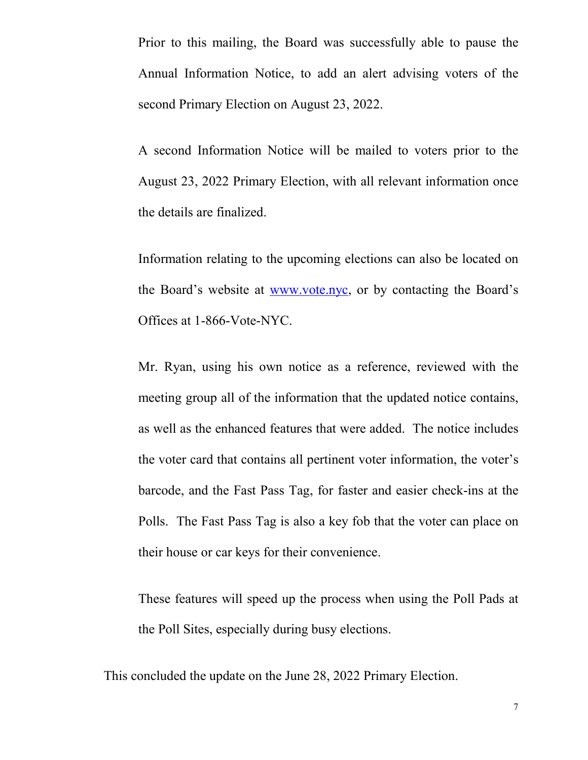Prior to this mailing, the Board was successfully able to pause the Annual Information Notice, to add an alert advising voters of the second Primary Election on August 23, 2022.

A second Information Notice will be mailed to voters prior to the August 23, 2022 Primary Election, with all relevant information once the details are finalized.

Information relating to the upcoming elections can also be located on the Board's website at [www.vote.nyc](www.vote.nyc), or by contacting the Board's Offices at 1-866-Vote-NYC.

Mr. Ryan, using his own notice as a reference, reviewed with the meeting group all of the information that the updated notice contains, as well as the enhanced features that were added. The notice includes the voter card that contains all pertinent voter information, the voter's barcode, and the Fast Pass Tag, for faster and easier check-ins at the Polls. The Fast Pass Tag is also a key fob that the voter can place on their house or car keys for their convenience.

These features will speed up the process when using the Poll Pads at the Poll Sites, especially during busy elections.

This concluded the update on the June 28, 2022 Primary Election.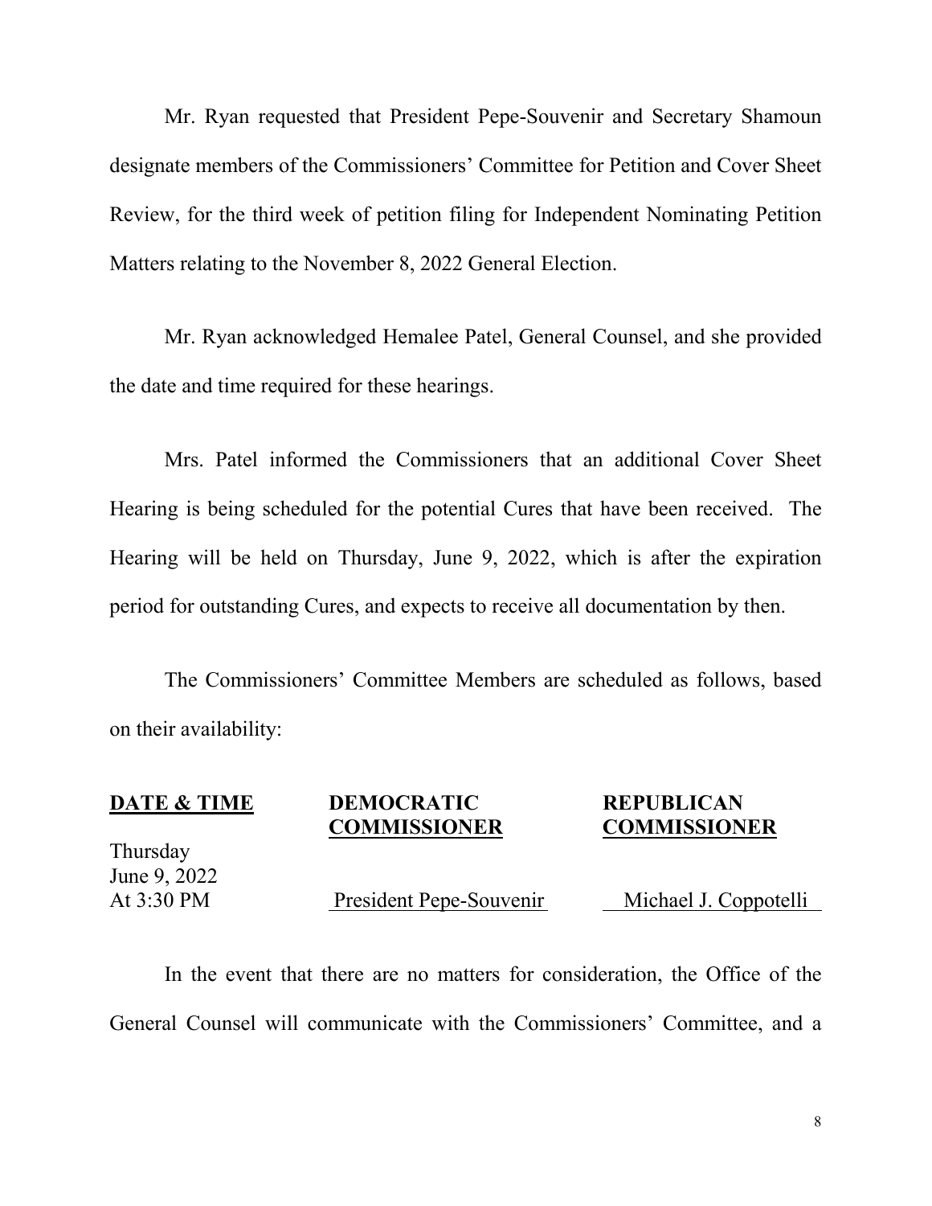Mr. Ryan requested that President Pepe-Souvenir and Secretary Shamoun designate members of the Commissioners' Committee for Petition and Cover Sheet Review, for the third week of petition filing for Independent Nominating Petition Matters relating to the November 8, 2022 General Election.

Mr. Ryan acknowledged Hemalee Patel, General Counsel, and she provided the date and time required for these hearings.

Mrs. Patel informed the Commissioners that an additional Cover Sheet Hearing is being scheduled for the potential Cures that have been received. The Hearing will be held on Thursday, June 9, 2022, which is after the expiration period for outstanding Cures, and expects to receive all documentation by then.

The Commissioners' Committee Members are scheduled as follows, based on their availability:

| DATE & TIME | DEMOCRATIC COMMISSIONER | REPUBLICAN COMMISSIONER |
|---|---|---|
| Thursday June 9, 2022 At 3:30 PM | President Pepe-Souvenir | Michael J. Coppotelli |

In the event that there are no matters for consideration, the Office of the General Counsel will communicate with the Commissioners' Committee, and a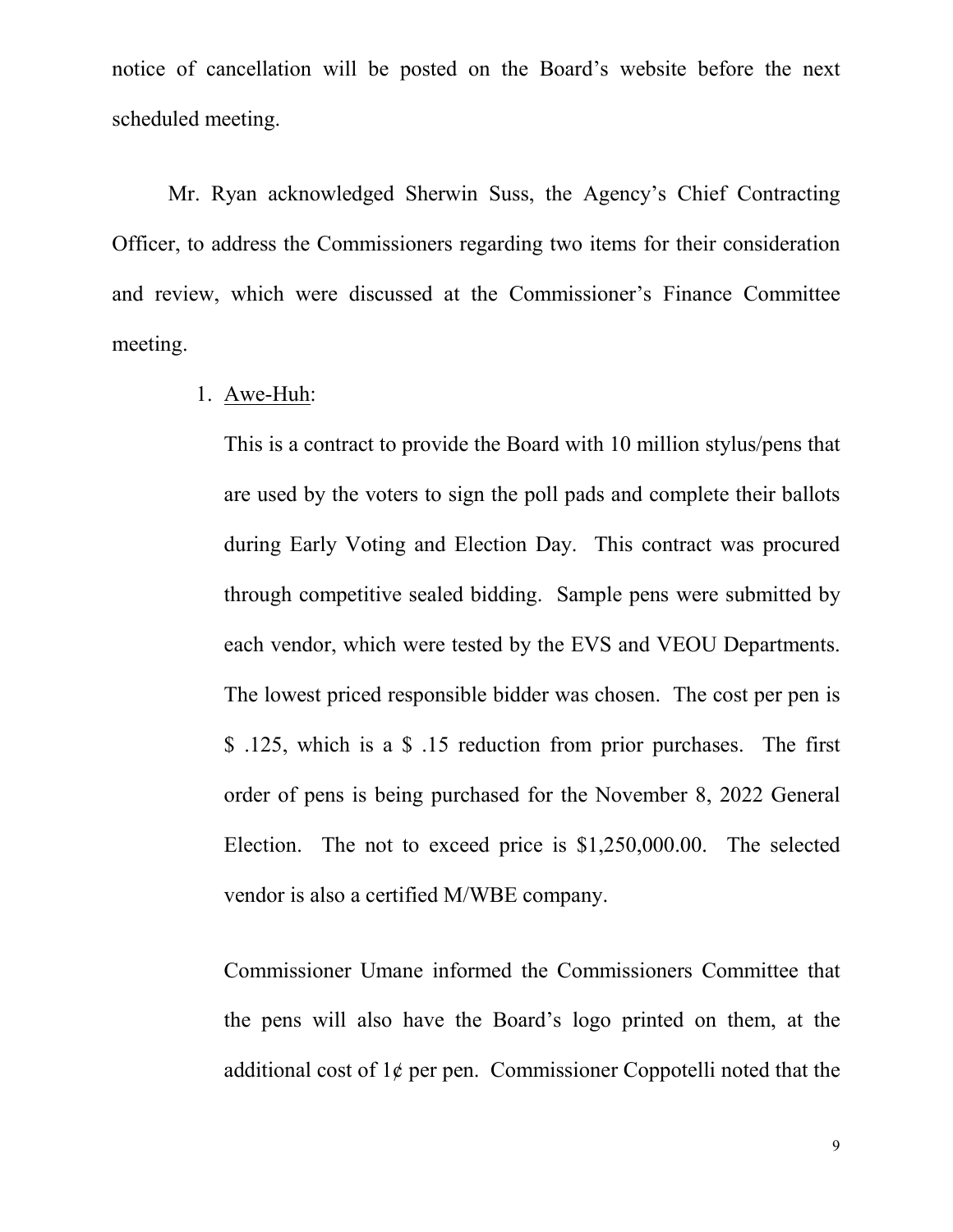notice of cancellation will be posted on the Board's website before the next scheduled meeting.

Mr. Ryan acknowledged Sherwin Suss, the Agency's Chief Contracting Officer, to address the Commissioners regarding two items for their consideration and review, which were discussed at the Commissioner's Finance Committee meeting.

1. <u>Awe-Huh</u>:

   This is a contract to provide the Board with 10 million stylus/pens that are used by the voters to sign the poll pads and complete their ballots during Early Voting and Election Day. This contract was procured through competitive sealed bidding. Sample pens were submitted by each vendor, which were tested by the EVS and VEOU Departments. The lowest priced responsible bidder was chosen. The cost per pen is $ .125, which is a $ .15 reduction from prior purchases. The first order of pens is being purchased for the November 8, 2022 General Election. The not to exceed price is $1,250,000.00. The selected vendor is also a certified M/WBE company.

   Commissioner Umane informed the Commissioners Committee that the pens will also have the Board's logo printed on them, at the additional cost of 1¢ per pen. Commissioner Coppotelli noted that the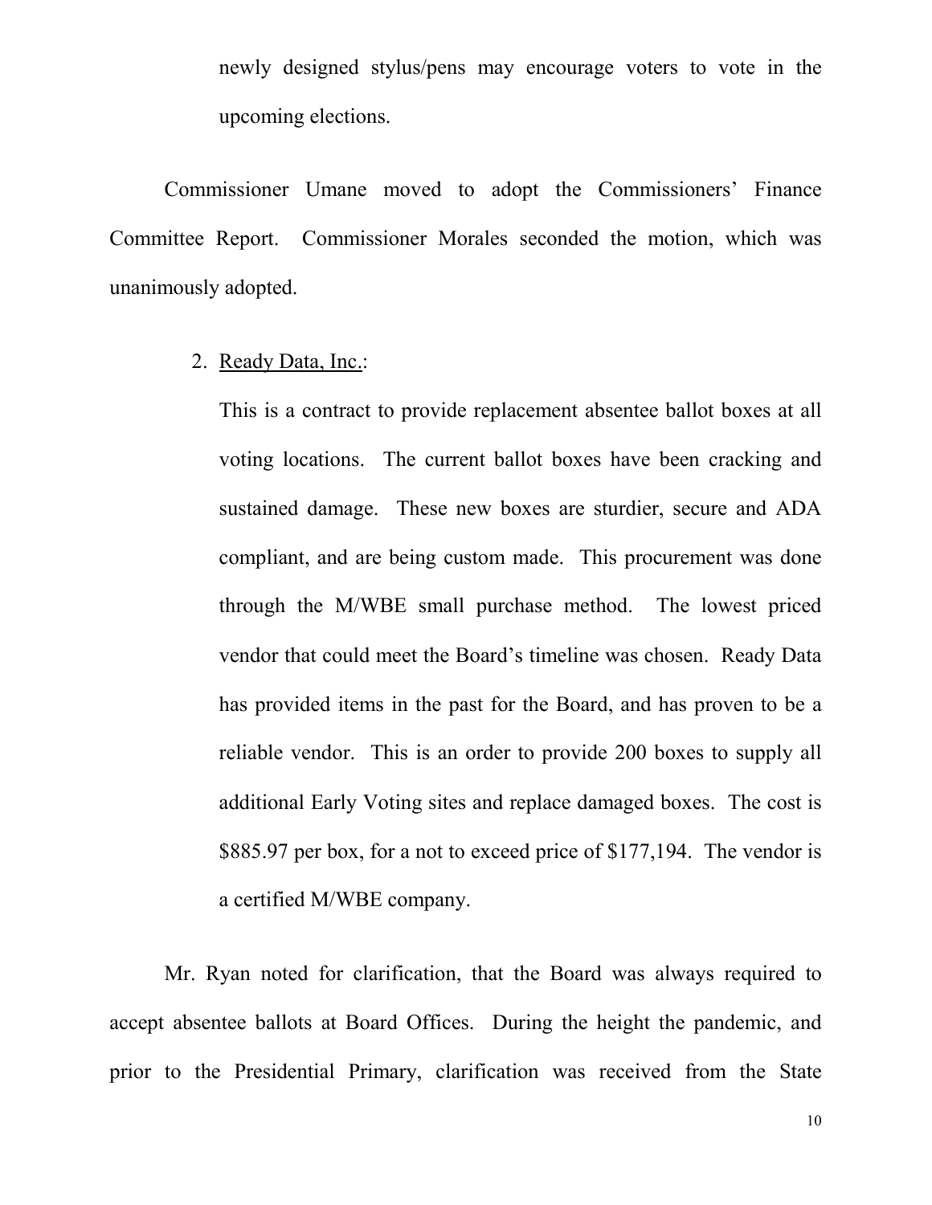newly designed stylus/pens may encourage voters to vote in the upcoming elections.

Commissioner Umane moved to adopt the Commissioners' Finance Committee Report. Commissioner Morales seconded the motion, which was unanimously adopted.

2. Ready Data, Inc.:

   This is a contract to provide replacement absentee ballot boxes at all voting locations. The current ballot boxes have been cracking and sustained damage. These new boxes are sturdier, secure and ADA compliant, and are being custom made. This procurement was done through the M/WBE small purchase method. The lowest priced vendor that could meet the Board's timeline was chosen. Ready Data has provided items in the past for the Board, and has proven to be a reliable vendor. This is an order to provide 200 boxes to supply all additional Early Voting sites and replace damaged boxes. The cost is $885.97 per box, for a not to exceed price of $177,194. The vendor is a certified M/WBE company.

Mr. Ryan noted for clarification, that the Board was always required to accept absentee ballots at Board Offices. During the height the pandemic, and prior to the Presidential Primary, clarification was received from the State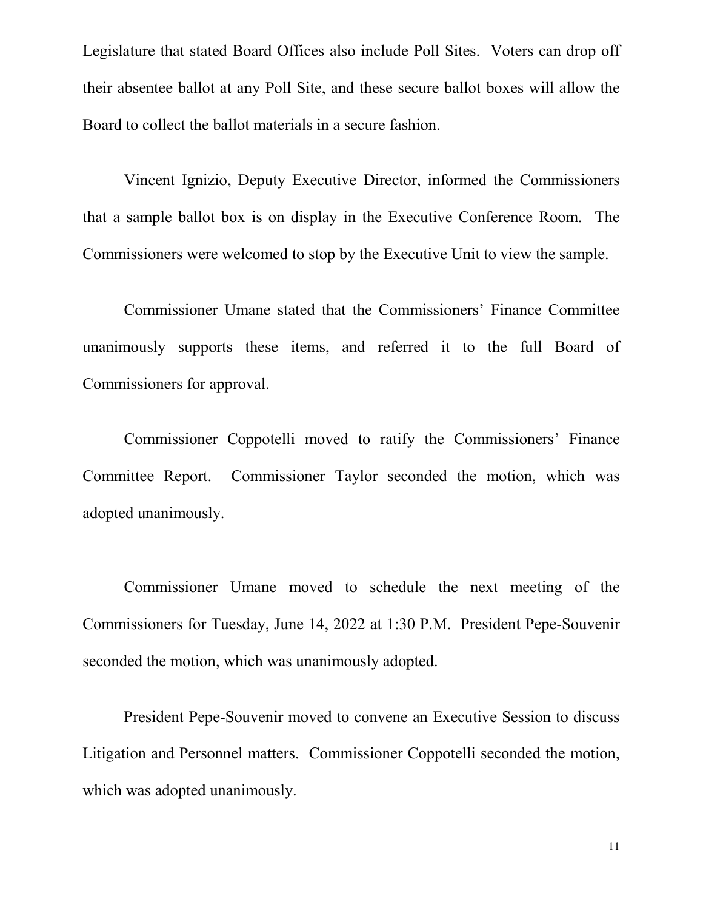Legislature that stated Board Offices also include Poll Sites. Voters can drop off their absentee ballot at any Poll Site, and these secure ballot boxes will allow the Board to collect the ballot materials in a secure fashion.

Vincent Ignizio, Deputy Executive Director, informed the Commissioners that a sample ballot box is on display in the Executive Conference Room. The Commissioners were welcomed to stop by the Executive Unit to view the sample.

Commissioner Umane stated that the Commissioners' Finance Committee unanimously supports these items, and referred it to the full Board of Commissioners for approval.

Commissioner Coppotelli moved to ratify the Commissioners' Finance Committee Report. Commissioner Taylor seconded the motion, which was adopted unanimously.

Commissioner Umane moved to schedule the next meeting of the Commissioners for Tuesday, June 14, 2022 at 1:30 P.M. President Pepe-Souvenir seconded the motion, which was unanimously adopted.

President Pepe-Souvenir moved to convene an Executive Session to discuss Litigation and Personnel matters. Commissioner Coppotelli seconded the motion, which was adopted unanimously.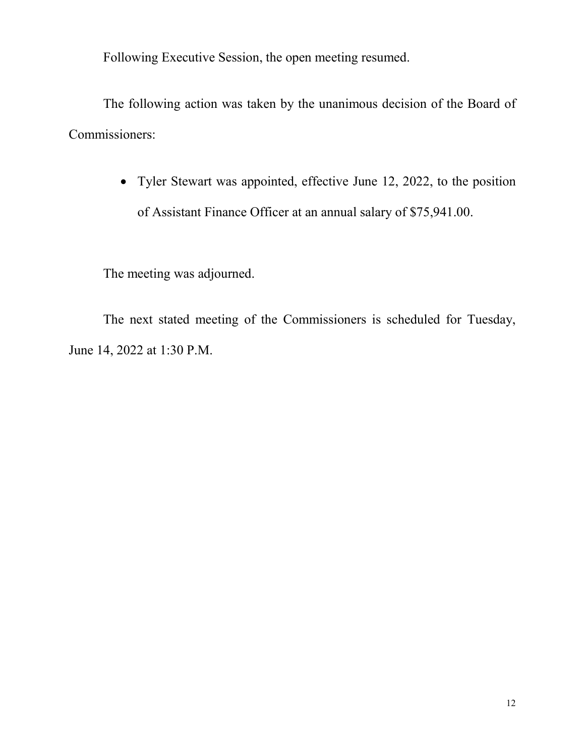Following Executive Session, the open meeting resumed.

The following action was taken by the unanimous decision of the Board of Commissioners:

- Tyler Stewart was appointed, effective June 12, 2022, to the position of Assistant Finance Officer at an annual salary of $75,941.00.

The meeting was adjourned.

The next stated meeting of the Commissioners is scheduled for Tuesday, June 14, 2022 at 1:30 P.M.